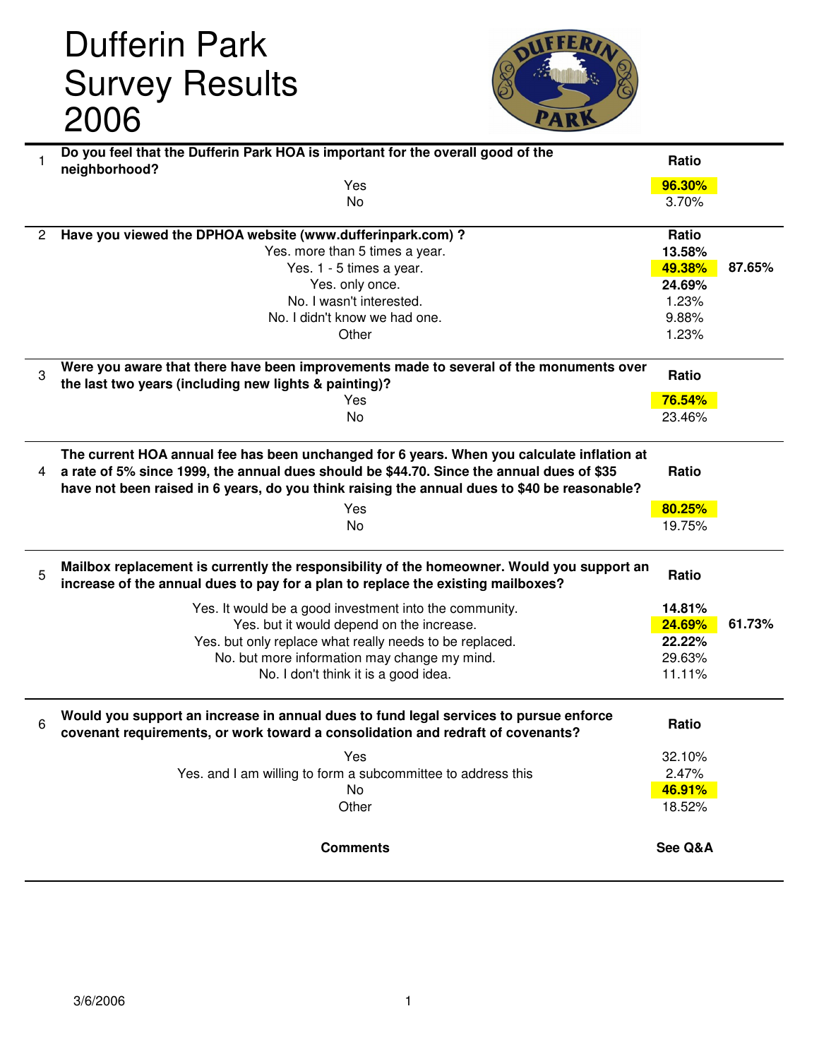# Dufferin Park Survey Results 2006

| # | Question / Response | Ratio | |
|---|---|---|---|
| 1 | **Do you feel that the Dufferin Park HOA is important for the overall good of the neighborhood?** | **Ratio** | |
| | Yes | **96.30%** | |
| | No | 3.70% | |
| 2 | **Have you viewed the DPHOA website (www.dufferinpark.com) ?** | **Ratio** | |
| | Yes. more than 5 times a year. | **13.58%** | |
| | Yes. 1 - 5 times a year. | **49.38%** | **87.65%** |
| | Yes. only once. | **24.69%** | |
| | No. I wasn't interested. | 1.23% | |
| | No. I didn't know we had one. | 9.88% | |
| | Other | 1.23% | |
| 3 | **Were you aware that there have been improvements made to several of the monuments over the last two years (including new lights & painting)?** | **Ratio** | |
| | Yes | **76.54%** | |
| | No | 23.46% | |
| 4 | **The current HOA annual fee has been unchanged for 6 years. When you calculate inflation at a rate of 5% since 1999, the annual dues should be $44.70. Since the annual dues of $35 have not been raised in 6 years, do you think raising the annual dues to $40 be reasonable?** | **Ratio** | |
| | Yes | **80.25%** | |
| | No | 19.75% | |
| 5 | **Mailbox replacement is currently the responsibility of the homeowner. Would you support an increase of the annual dues to pay for a plan to replace the existing mailboxes?** | **Ratio** | |
| | Yes. It would be a good investment into the community. | **14.81%** | |
| | Yes. but it would depend on the increase. | **24.69%** | **61.73%** |
| | Yes. but only replace what really needs to be replaced. | **22.22%** | |
| | No. but more information may change my mind. | 29.63% | |
| | No. I don't think it is a good idea. | 11.11% | |
| 6 | **Would you support an increase in annual dues to fund legal services to pursue enforce covenant requirements, or work toward a consolidation and redraft of covenants?** | **Ratio** | |
| | Yes | 32.10% | |
| | Yes. and I am willing to form a subcommittee to address this | 2.47% | |
| | No | **46.91%** | |
| | Other | 18.52% | |
| | **Comments** | **See Q&A** | |

3/6/2006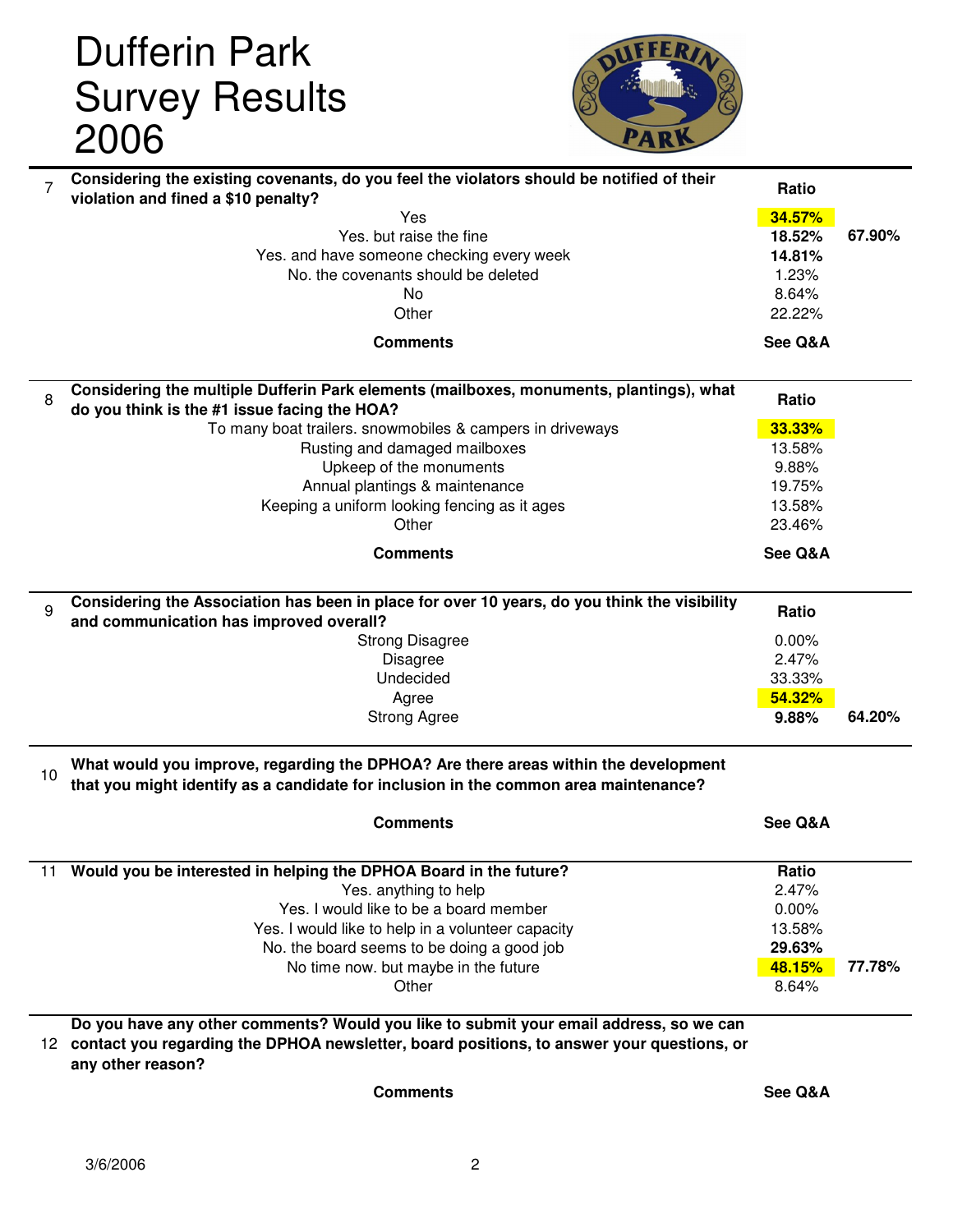# Dufferin Park Survey Results 2006

| # | Question / Response | Ratio | |
|---|---|---|---|
| 7 | **Considering the existing covenants, do you feel the violators should be notified of their violation and fined a $10 penalty?** | **Ratio** | |
| | Yes | **34.57%** | |
| | Yes. but raise the fine | **18.52%** | **67.90%** |
| | Yes. and have someone checking every week | **14.81%** | |
| | No. the covenants should be deleted | 1.23% | |
| | No | 8.64% | |
| | Other | 22.22% | |
| | **Comments** | **See Q&A** | |
| 8 | **Considering the multiple Dufferin Park elements (mailboxes, monuments, plantings), what do you think is the #1 issue facing the HOA?** | **Ratio** | |
| | To many boat trailers. snowmobiles & campers in driveways | **33.33%** | |
| | Rusting and damaged mailboxes | 13.58% | |
| | Upkeep of the monuments | 9.88% | |
| | Annual plantings & maintenance | 19.75% | |
| | Keeping a uniform looking fencing as it ages | 13.58% | |
| | Other | 23.46% | |
| | **Comments** | **See Q&A** | |
| 9 | **Considering the Association has been in place for over 10 years, do you think the visibility and communication has improved overall?** | **Ratio** | |
| | Strong Disagree | 0.00% | |
| | Disagree | 2.47% | |
| | Undecided | 33.33% | |
| | Agree | **54.32%** | |
| | Strong Agree | **9.88%** | **64.20%** |
| 10 | **What would you improve, regarding the DPHOA? Are there areas within the development that you might identify as a candidate for inclusion in the common area maintenance?** | | |
| | **Comments** | **See Q&A** | |
| 11 | **Would you be interested in helping the DPHOA Board in the future?** | **Ratio** | |
| | Yes. anything to help | 2.47% | |
| | Yes. I would like to be a board member | 0.00% | |
| | Yes. I would like to help in a volunteer capacity | 13.58% | |
| | No. the board seems to be doing a good job | **29.63%** | |
| | No time now. but maybe in the future | **48.15%** | **77.78%** |
| | Other | 8.64% | |
| 12 | **Do you have any other comments? Would you like to submit your email address, so we can contact you regarding the DPHOA newsletter, board positions, to answer your questions, or any other reason?** | | |
| | **Comments** | **See Q&A** | |

3/6/2006